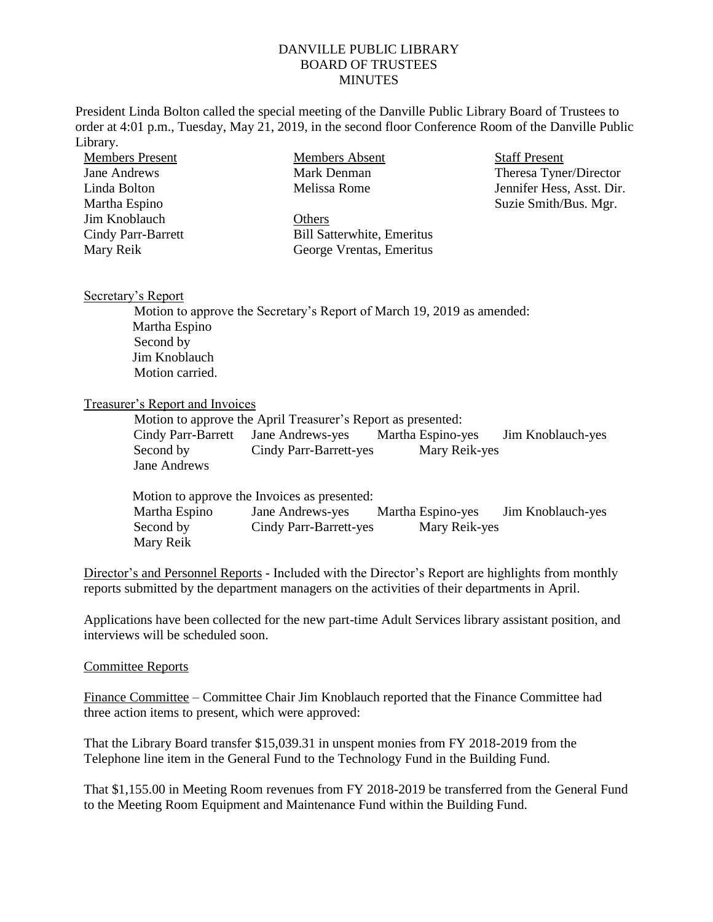DANVILLE PUBLIC LIBRARY
BOARD OF TRUSTEES
MINUTES

President Linda Bolton called the special meeting of the Danville Public Library Board of Trustees to order at 4:01 p.m., Tuesday, May 21, 2019, in the second floor Conference Room of the Danville Public Library.

| Members Present | Members Absent | Staff Present |
|---|---|---|
| Jane Andrews | Mark Denman | Theresa Tyner/Director |
| Linda Bolton | Melissa Rome | Jennifer Hess, Asst. Dir. |
| Martha Espino | | Suzie Smith/Bus. Mgr. |
| Jim Knoblauch | Others | |
| Cindy Parr-Barrett | Bill Satterwhite, Emeritus | |
| Mary Reik | George Vrentas, Emeritus | |

Secretary's Report

Motion to approve the Secretary's Report of March 19, 2019 as amended:
Martha Espino
Second by
Jim Knoblauch
Motion carried.

Treasurer's Report and Invoices

Motion to approve the April Treasurer's Report as presented:

| | | | |
|---|---|---|---|
| Cindy Parr-Barrett | Jane Andrews-yes | Martha Espino-yes | Jim Knoblauch-yes |
| Second by | Cindy Parr-Barrett-yes | Mary Reik-yes | |
| Jane Andrews | | | |

Motion to approve the Invoices as presented:

| | | | |
|---|---|---|---|
| Martha Espino | Jane Andrews-yes | Martha Espino-yes | Jim Knoblauch-yes |
| Second by | Cindy Parr-Barrett-yes | Mary Reik-yes | |
| Mary Reik | | | |

Director's and Personnel Reports - Included with the Director's Report are highlights from monthly reports submitted by the department managers on the activities of their departments in April.

Applications have been collected for the new part-time Adult Services library assistant position, and interviews will be scheduled soon.

Committee Reports

Finance Committee – Committee Chair Jim Knoblauch reported that the Finance Committee had three action items to present, which were approved:

That the Library Board transfer $15,039.31 in unspent monies from FY 2018-2019 from the Telephone line item in the General Fund to the Technology Fund in the Building Fund.

That $1,155.00 in Meeting Room revenues from FY 2018-2019 be transferred from the General Fund to the Meeting Room Equipment and Maintenance Fund within the Building Fund.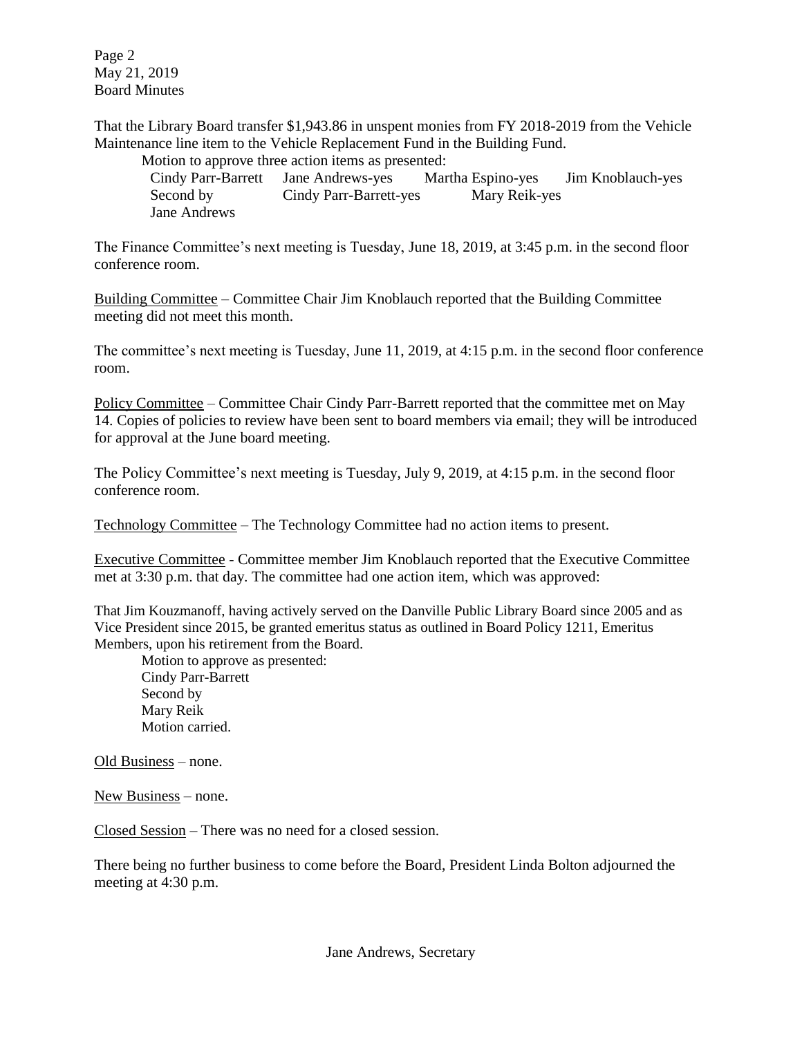That the Library Board transfer $1,943.86 in unspent monies from FY 2018-2019 from the Vehicle Maintenance line item to the Vehicle Replacement Fund in the Building Fund.

Motion to approve three action items as presented:

| | | | |
|---|---|---|---|
| Cindy Parr-Barrett | Jane Andrews-yes | Martha Espino-yes | Jim Knoblauch-yes |
| Second by | Cindy Parr-Barrett-yes | Mary Reik-yes | |
| Jane Andrews | | | |

The Finance Committee's next meeting is Tuesday, June 18, 2019, at 3:45 p.m. in the second floor conference room.

Building Committee – Committee Chair Jim Knoblauch reported that the Building Committee meeting did not meet this month.

The committee's next meeting is Tuesday, June 11, 2019, at 4:15 p.m. in the second floor conference room.

Policy Committee – Committee Chair Cindy Parr-Barrett reported that the committee met on May 14. Copies of policies to review have been sent to board members via email; they will be introduced for approval at the June board meeting.

The Policy Committee's next meeting is Tuesday, July 9, 2019, at 4:15 p.m. in the second floor conference room.

Technology Committee – The Technology Committee had no action items to present.

Executive Committee - Committee member Jim Knoblauch reported that the Executive Committee met at 3:30 p.m. that day. The committee had one action item, which was approved:

That Jim Kouzmanoff, having actively served on the Danville Public Library Board since 2005 and as Vice President since 2015, be granted emeritus status as outlined in Board Policy 1211, Emeritus Members, upon his retirement from the Board.

Motion to approve as presented:
Cindy Parr-Barrett
Second by
Mary Reik
Motion carried.

Old Business – none.

New Business – none.

Closed Session – There was no need for a closed session.

There being no further business to come before the Board, President Linda Bolton adjourned the meeting at 4:30 p.m.

Jane Andrews, Secretary